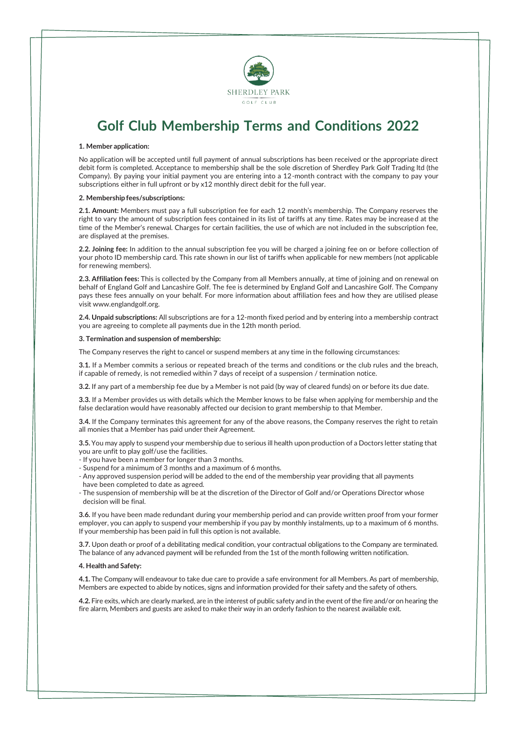SHERDLEY PARK

GOLF CLUB

# Golf Club Membership Terms and Conditions 2022

**1. Member application:**

No application will be accepted until full payment of annual subscriptions has been received or the appropriate direct debit form is completed. Acceptance to membership shall be the sole discretion of Sherdley Park Golf Trading ltd (the Company). By paying your initial payment you are entering into a 12-month contract with the company to pay your subscriptions either in full upfront or by x12 monthly direct debit for the full year.

**2. Membership fees/subscriptions:**

**2.1. Amount:** Members must pay a full subscription fee for each 12 month's membership. The Company reserves the right to vary the amount of subscription fees contained in its list of tariffs at any time. Rates may be increased at the time of the Member's renewal. Charges for certain facilities, the use of which are not included in the subscription fee, are displayed at the premises.

**2.2. Joining fee:** In addition to the annual subscription fee you will be charged a joining fee on or before collection of your photo ID membership card. This rate shown in our list of tariffs when applicable for new members (not applicable for renewing members).

**2.3. Affiliation fees:** This is collected by the Company from all Members annually, at time of joining and on renewal on behalf of England Golf and Lancashire Golf. The fee is determined by England Golf and Lancashire Golf. The Company pays these fees annually on your behalf. For more information about affiliation fees and how they are utilised please visit www.englandgolf.org.

**2.4. Unpaid subscriptions:** All subscriptions are for a 12-month fixed period and by entering into a membership contract you are agreeing to complete all payments due in the 12th month period.

**3. Termination and suspension of membership:**

The Company reserves the right to cancel or suspend members at any time in the following circumstances:

**3.1.** If a Member commits a serious or repeated breach of the terms and conditions or the club rules and the breach, if capable of remedy, is not remedied within 7 days of receipt of a suspension / termination notice.

**3.2.** If any part of a membership fee due by a Member is not paid (by way of cleared funds) on or before its due date.

**3.3.** If a Member provides us with details which the Member knows to be false when applying for membership and the false declaration would have reasonably affected our decision to grant membership to that Member.

**3.4.** If the Company terminates this agreement for any of the above reasons, the Company reserves the right to retain all monies that a Member has paid under their Agreement.

**3.5.** You may apply to suspend your membership due to serious ill health upon production of a Doctors letter stating that you are unfit to play golf/use the facilities.

- If you have been a member for longer than 3 months.
- Suspend for a minimum of 3 months and a maximum of 6 months.
- Any approved suspension period will be added to the end of the membership year providing that all payments have been completed to date as agreed.
- The suspension of membership will be at the discretion of the Director of Golf and/or Operations Director whose decision will be final.

**3.6.** If you have been made redundant during your membership period and can provide written proof from your former employer, you can apply to suspend your membership if you pay by monthly instalments, up to a maximum of 6 months. If your membership has been paid in full this option is not available.

**3.7.** Upon death or proof of a debilitating medical condition, your contractual obligations to the Company are terminated. The balance of any advanced payment will be refunded from the 1st of the month following written notification.

**4. Health and Safety:**

**4.1.** The Company will endeavour to take due care to provide a safe environment for all Members. As part of membership, Members are expected to abide by notices, signs and information provided for their safety and the safety of others.

**4.2.** Fire exits, which are clearly marked, are in the interest of public safety and in the event of the fire and/or on hearing the fire alarm, Members and guests are asked to make their way in an orderly fashion to the nearest available exit.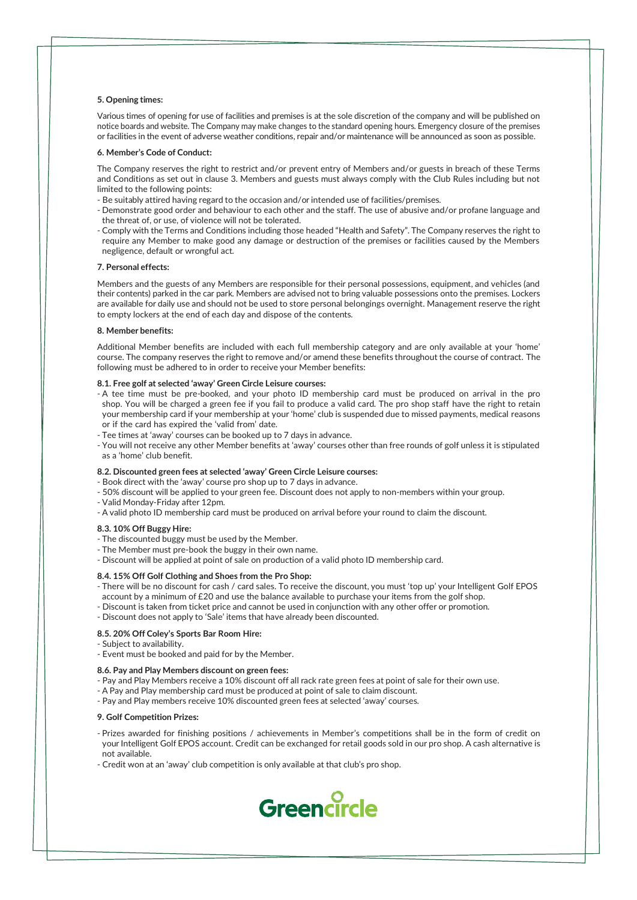**5. Opening times:**

Various times of opening for use of facilities and premises is at the sole discretion of the company and will be published on notice boards and website. The Company may make changes to the standard opening hours. Emergency closure of the premises or facilities in the event of adverse weather conditions, repair and/or maintenance will be announced as soon as possible.

**6. Member's Code of Conduct:**

The Company reserves the right to restrict and/or prevent entry of Members and/or guests in breach of these Terms and Conditions as set out in clause 3. Members and guests must always comply with the Club Rules including but not limited to the following points:

- Be suitably attired having regard to the occasion and/or intended use of facilities/premises.
- Demonstrate good order and behaviour to each other and the staff. The use of abusive and/or profane language and the threat of, or use, of violence will not be tolerated.
- Comply with the Terms and Conditions including those headed "Health and Safety". The Company reserves the right to require any Member to make good any damage or destruction of the premises or facilities caused by the Members negligence, default or wrongful act.

**7. Personal effects:**

Members and the guests of any Members are responsible for their personal possessions, equipment, and vehicles (and their contents) parked in the car park. Members are advised not to bring valuable possessions onto the premises. Lockers are available for daily use and should not be used to store personal belongings overnight. Management reserve the right to empty lockers at the end of each day and dispose of the contents.

**8. Member benefits:**

Additional Member benefits are included with each full membership category and are only available at your 'home' course. The company reserves the right to remove and/or amend these benefits throughout the course of contract. The following must be adhered to in order to receive your Member benefits:

**8.1. Free golf at selected 'away' Green Circle Leisure courses:**

- A tee time must be pre-booked, and your photo ID membership card must be produced on arrival in the pro shop. You will be charged a green fee if you fail to produce a valid card. The pro shop staff have the right to retain your membership card if your membership at your 'home' club is suspended due to missed payments, medical reasons or if the card has expired the 'valid from' date.
- Tee times at 'away' courses can be booked up to 7 days in advance.
- You will not receive any other Member benefits at 'away' courses other than free rounds of golf unless it is stipulated as a 'home' club benefit.

**8.2. Discounted green fees at selected 'away' Green Circle Leisure courses:**

- Book direct with the 'away' course pro shop up to 7 days in advance.
- 50% discount will be applied to your green fee. Discount does not apply to non-members within your group.
- Valid Monday-Friday after 12pm.
- A valid photo ID membership card must be produced on arrival before your round to claim the discount.

**8.3. 10% Off Buggy Hire:**

- The discounted buggy must be used by the Member.
- The Member must pre-book the buggy in their own name.
- Discount will be applied at point of sale on production of a valid photo ID membership card.

**8.4. 15% Off Golf Clothing and Shoes from the Pro Shop:**

- There will be no discount for cash / card sales. To receive the discount, you must 'top up' your Intelligent Golf EPOS account by a minimum of £20 and use the balance available to purchase your items from the golf shop.
- Discount is taken from ticket price and cannot be used in conjunction with any other offer or promotion.
- Discount does not apply to 'Sale' items that have already been discounted.

**8.5. 20% Off Coley's Sports Bar Room Hire:**

- Subject to availability.
- Event must be booked and paid for by the Member.

**8.6. Pay and Play Members discount on green fees:**

- Pay and Play Members receive a 10% discount off all rack rate green fees at point of sale for their own use.
- A Pay and Play membership card must be produced at point of sale to claim discount.
- Pay and Play members receive 10% discounted green fees at selected 'away' courses.

**9. Golf Competition Prizes:**

- Prizes awarded for finishing positions / achievements in Member's competitions shall be in the form of credit on your Intelligent Golf EPOS account. Credit can be exchanged for retail goods sold in our pro shop. A cash alternative is not available.
- Credit won at an 'away' club competition is only available at that club's pro shop.

Greencircle